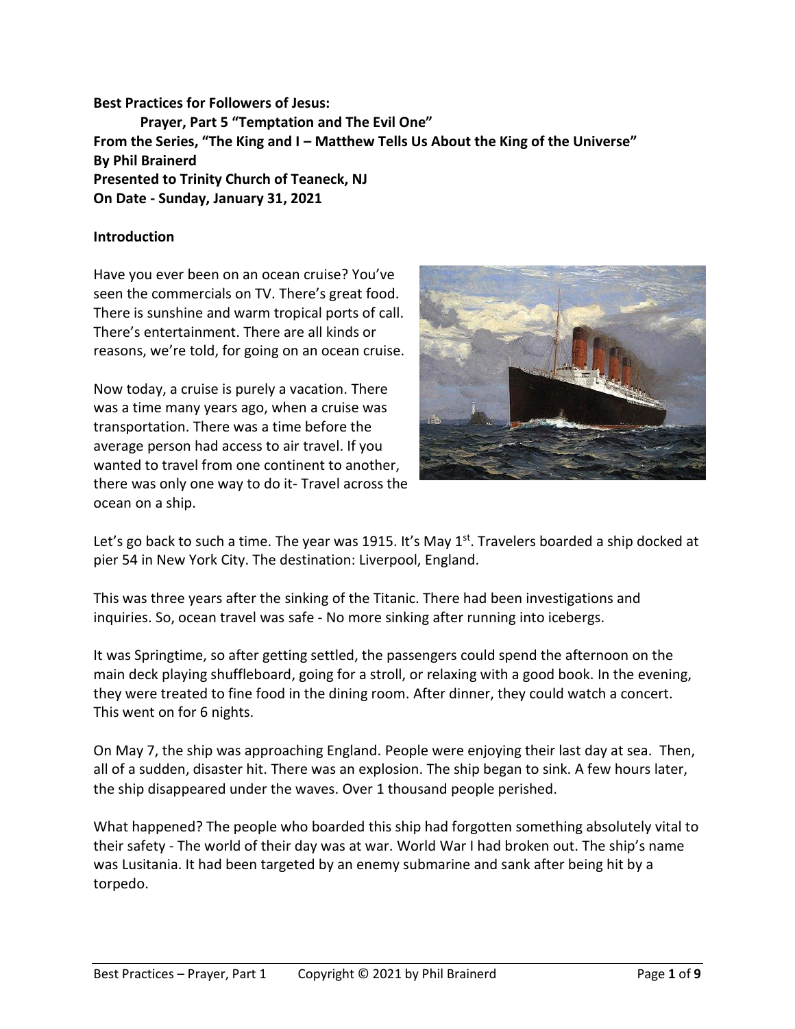**Best Practices for Followers of Jesus:**
**Prayer, Part 5 "Temptation and The Evil One"**
**From the Series, "The King and I – Matthew Tells Us About the King of the Universe"**
**By Phil Brainerd**
**Presented to Trinity Church of Teaneck, NJ**
**On Date - Sunday, January 31, 2021**

## Introduction

Have you ever been on an ocean cruise? You've seen the commercials on TV. There's great food. There is sunshine and warm tropical ports of call. There's entertainment. There are all kinds or reasons, we're told, for going on an ocean cruise.

Now today, a cruise is purely a vacation. There was a time many years ago, when a cruise was transportation. There was a time before the average person had access to air travel. If you wanted to travel from one continent to another, there was only one way to do it- Travel across the ocean on a ship.

Let's go back to such a time. The year was 1915. It's May 1st. Travelers boarded a ship docked at pier 54 in New York City. The destination: Liverpool, England.

This was three years after the sinking of the Titanic. There had been investigations and inquiries. So, ocean travel was safe - No more sinking after running into icebergs.

It was Springtime, so after getting settled, the passengers could spend the afternoon on the main deck playing shuffleboard, going for a stroll, or relaxing with a good book. In the evening, they were treated to fine food in the dining room. After dinner, they could watch a concert. This went on for 6 nights.

On May 7, the ship was approaching England. People were enjoying their last day at sea. Then, all of a sudden, disaster hit. There was an explosion. The ship began to sink. A few hours later, the ship disappeared under the waves. Over 1 thousand people perished.

What happened? The people who boarded this ship had forgotten something absolutely vital to their safety - The world of their day was at war. World War I had broken out. The ship's name was Lusitania. It had been targeted by an enemy submarine and sank after being hit by a torpedo.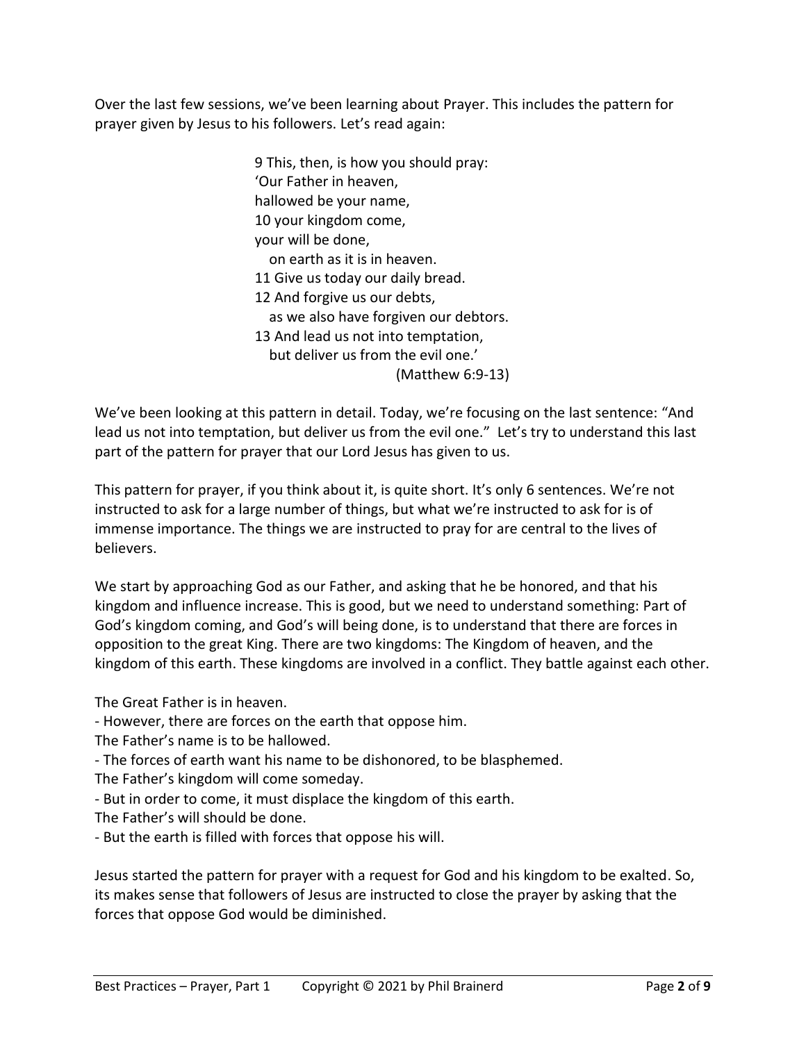Over the last few sessions, we've been learning about Prayer. This includes the pattern for prayer given by Jesus to his followers. Let's read again:

> 9 This, then, is how you should pray:
> 'Our Father in heaven,
> hallowed be your name,
> 10 your kingdom come,
> your will be done,
> on earth as it is in heaven.
> 11 Give us today our daily bread.
> 12 And forgive us our debts,
> as we also have forgiven our debtors.
> 13 And lead us not into temptation,
> but deliver us from the evil one.'
> (Matthew 6:9-13)

We've been looking at this pattern in detail. Today, we're focusing on the last sentence: "And lead us not into temptation, but deliver us from the evil one." Let's try to understand this last part of the pattern for prayer that our Lord Jesus has given to us.

This pattern for prayer, if you think about it, is quite short. It's only 6 sentences. We're not instructed to ask for a large number of things, but what we're instructed to ask for is of immense importance. The things we are instructed to pray for are central to the lives of believers.

We start by approaching God as our Father, and asking that he be honored, and that his kingdom and influence increase. This is good, but we need to understand something: Part of God's kingdom coming, and God's will being done, is to understand that there are forces in opposition to the great King. There are two kingdoms: The Kingdom of heaven, and the kingdom of this earth. These kingdoms are involved in a conflict. They battle against each other.

The Great Father is in heaven.
- However, there are forces on the earth that oppose him.

The Father's name is to be hallowed.
- The forces of earth want his name to be dishonored, to be blasphemed.

The Father's kingdom will come someday.
- But in order to come, it must displace the kingdom of this earth.

The Father's will should be done.
- But the earth is filled with forces that oppose his will.

Jesus started the pattern for prayer with a request for God and his kingdom to be exalted. So, its makes sense that followers of Jesus are instructed to close the prayer by asking that the forces that oppose God would be diminished.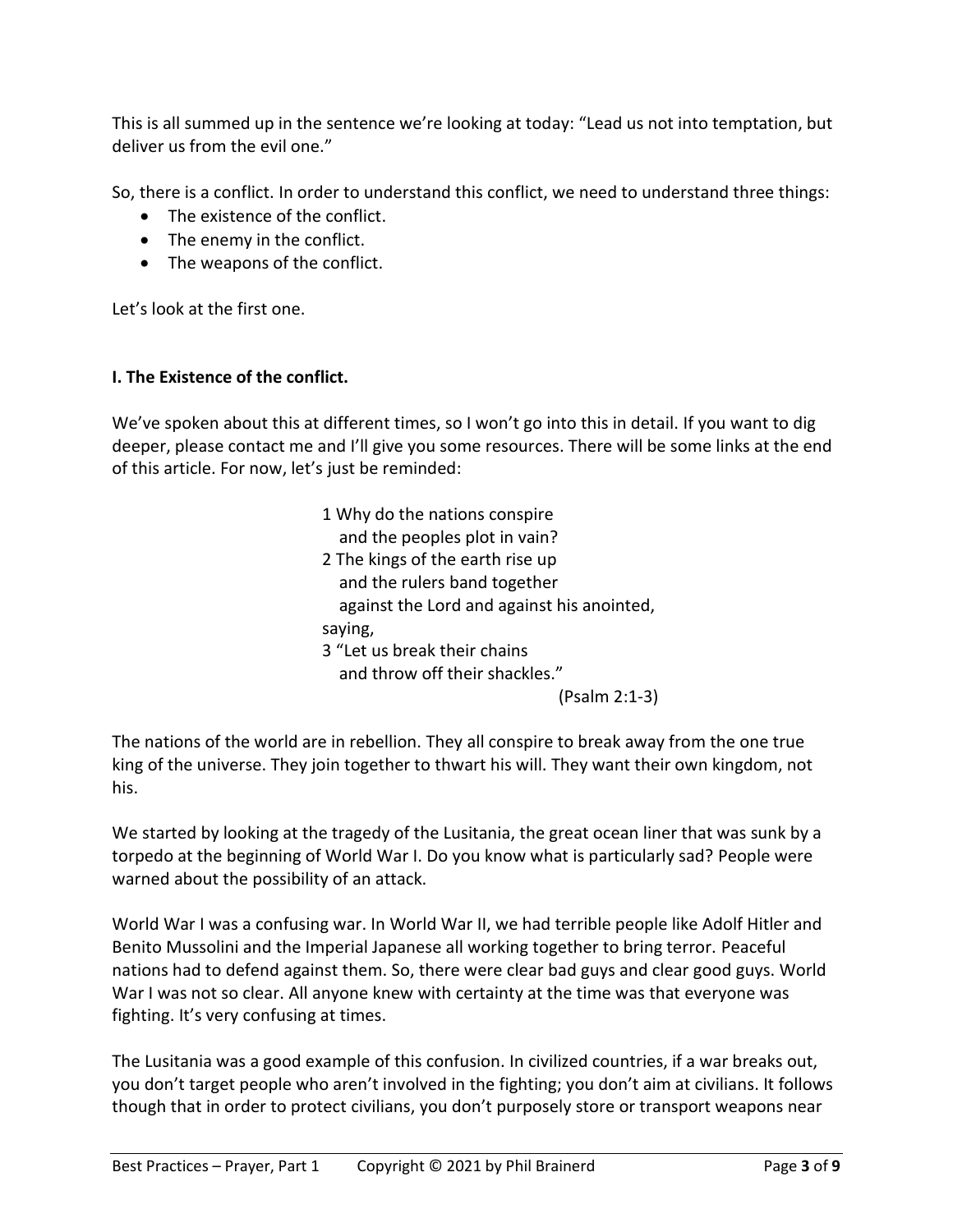This is all summed up in the sentence we're looking at today: "Lead us not into temptation, but deliver us from the evil one."

So, there is a conflict. In order to understand this conflict, we need to understand three things:

- The existence of the conflict.
- The enemy in the conflict.
- The weapons of the conflict.

Let's look at the first one.

**I. The Existence of the conflict.**

We've spoken about this at different times, so I won't go into this in detail. If you want to dig deeper, please contact me and I'll give you some resources. There will be some links at the end of this article. For now, let's just be reminded:

> 1 Why do the nations conspire
> and the peoples plot in vain?
> 2 The kings of the earth rise up
> and the rulers band together
> against the Lord and against his anointed,
> saying,
> 3 "Let us break their chains
> and throw off their shackles."
> (Psalm 2:1-3)

The nations of the world are in rebellion. They all conspire to break away from the one true king of the universe. They join together to thwart his will. They want their own kingdom, not his.

We started by looking at the tragedy of the Lusitania, the great ocean liner that was sunk by a torpedo at the beginning of World War I. Do you know what is particularly sad? People were warned about the possibility of an attack.

World War I was a confusing war. In World War II, we had terrible people like Adolf Hitler and Benito Mussolini and the Imperial Japanese all working together to bring terror. Peaceful nations had to defend against them. So, there were clear bad guys and clear good guys. World War I was not so clear. All anyone knew with certainty at the time was that everyone was fighting. It's very confusing at times.

The Lusitania was a good example of this confusion. In civilized countries, if a war breaks out, you don't target people who aren't involved in the fighting; you don't aim at civilians. It follows though that in order to protect civilians, you don't purposely store or transport weapons near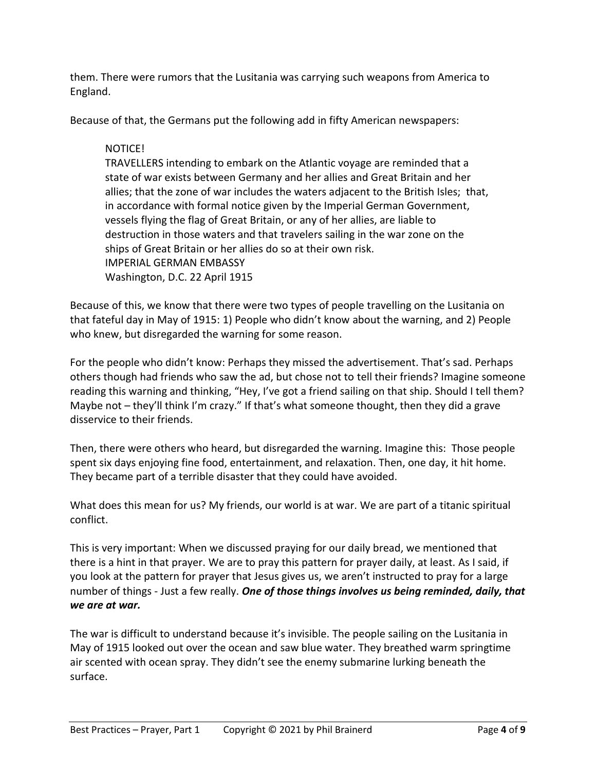them. There were rumors that the Lusitania was carrying such weapons from America to England.

Because of that, the Germans put the following add in fifty American newspapers:

> NOTICE!
> TRAVELLERS intending to embark on the Atlantic voyage are reminded that a state of war exists between Germany and her allies and Great Britain and her allies; that the zone of war includes the waters adjacent to the British Isles; that, in accordance with formal notice given by the Imperial German Government, vessels flying the flag of Great Britain, or any of her allies, are liable to destruction in those waters and that travelers sailing in the war zone on the ships of Great Britain or her allies do so at their own risk.
> IMPERIAL GERMAN EMBASSY
> Washington, D.C. 22 April 1915

Because of this, we know that there were two types of people travelling on the Lusitania on that fateful day in May of 1915: 1) People who didn't know about the warning, and 2) People who knew, but disregarded the warning for some reason.

For the people who didn't know: Perhaps they missed the advertisement. That's sad. Perhaps others though had friends who saw the ad, but chose not to tell their friends? Imagine someone reading this warning and thinking, "Hey, I've got a friend sailing on that ship. Should I tell them? Maybe not – they'll think I'm crazy." If that's what someone thought, then they did a grave disservice to their friends.

Then, there were others who heard, but disregarded the warning. Imagine this: Those people spent six days enjoying fine food, entertainment, and relaxation. Then, one day, it hit home. They became part of a terrible disaster that they could have avoided.

What does this mean for us? My friends, our world is at war. We are part of a titanic spiritual conflict.

This is very important: When we discussed praying for our daily bread, we mentioned that there is a hint in that prayer. We are to pray this pattern for prayer daily, at least. As I said, if you look at the pattern for prayer that Jesus gives us, we aren't instructed to pray for a large number of things - Just a few really. ***One of those things involves us being reminded, daily, that we are at war.***

The war is difficult to understand because it's invisible. The people sailing on the Lusitania in May of 1915 looked out over the ocean and saw blue water. They breathed warm springtime air scented with ocean spray. They didn't see the enemy submarine lurking beneath the surface.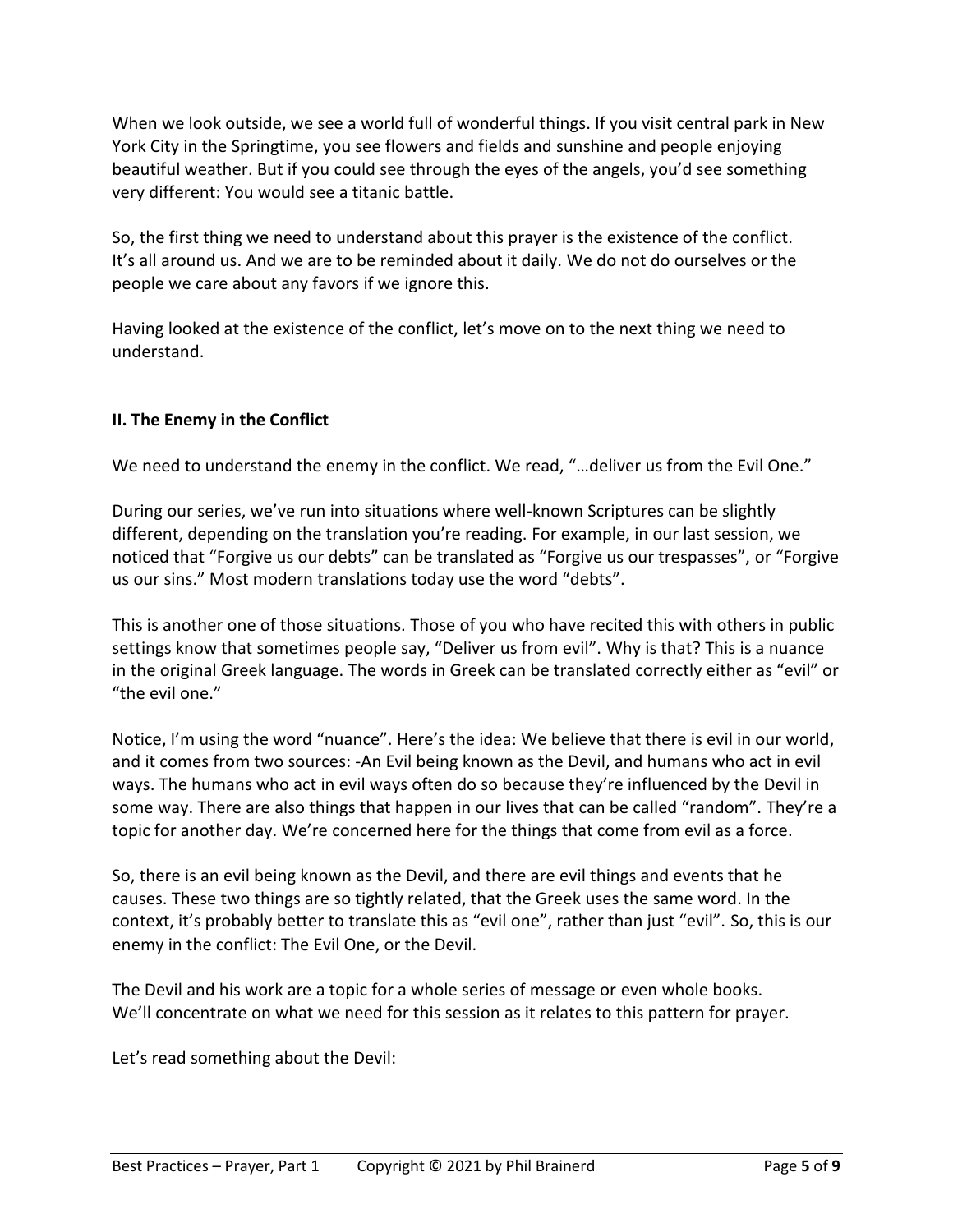When we look outside, we see a world full of wonderful things. If you visit central park in New York City in the Springtime, you see flowers and fields and sunshine and people enjoying beautiful weather. But if you could see through the eyes of the angels, you'd see something very different: You would see a titanic battle.

So, the first thing we need to understand about this prayer is the existence of the conflict. It's all around us. And we are to be reminded about it daily. We do not do ourselves or the people we care about any favors if we ignore this.

Having looked at the existence of the conflict, let's move on to the next thing we need to understand.

## II. The Enemy in the Conflict

We need to understand the enemy in the conflict. We read, "…deliver us from the Evil One."

During our series, we've run into situations where well-known Scriptures can be slightly different, depending on the translation you're reading. For example, in our last session, we noticed that "Forgive us our debts" can be translated as "Forgive us our trespasses", or "Forgive us our sins." Most modern translations today use the word "debts".

This is another one of those situations. Those of you who have recited this with others in public settings know that sometimes people say, "Deliver us from evil". Why is that? This is a nuance in the original Greek language. The words in Greek can be translated correctly either as "evil" or "the evil one."

Notice, I'm using the word "nuance". Here's the idea: We believe that there is evil in our world, and it comes from two sources: -An Evil being known as the Devil, and humans who act in evil ways. The humans who act in evil ways often do so because they're influenced by the Devil in some way. There are also things that happen in our lives that can be called "random". They're a topic for another day. We're concerned here for the things that come from evil as a force.

So, there is an evil being known as the Devil, and there are evil things and events that he causes. These two things are so tightly related, that the Greek uses the same word. In the context, it's probably better to translate this as "evil one", rather than just "evil". So, this is our enemy in the conflict: The Evil One, or the Devil.

The Devil and his work are a topic for a whole series of message or even whole books. We'll concentrate on what we need for this session as it relates to this pattern for prayer.

Let's read something about the Devil: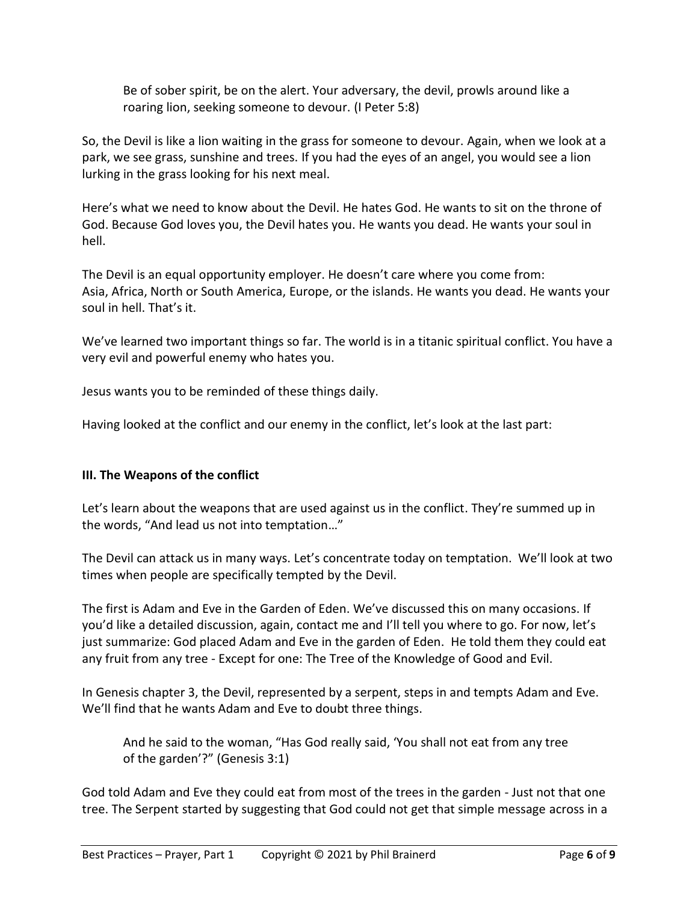> Be of sober spirit, be on the alert. Your adversary, the devil, prowls around like a roaring lion, seeking someone to devour. (I Peter 5:8)

So, the Devil is like a lion waiting in the grass for someone to devour. Again, when we look at a park, we see grass, sunshine and trees. If you had the eyes of an angel, you would see a lion lurking in the grass looking for his next meal.

Here's what we need to know about the Devil. He hates God. He wants to sit on the throne of God. Because God loves you, the Devil hates you. He wants you dead. He wants your soul in hell.

The Devil is an equal opportunity employer. He doesn't care where you come from: Asia, Africa, North or South America, Europe, or the islands. He wants you dead. He wants your soul in hell. That's it.

We've learned two important things so far. The world is in a titanic spiritual conflict. You have a very evil and powerful enemy who hates you.

Jesus wants you to be reminded of these things daily.

Having looked at the conflict and our enemy in the conflict, let's look at the last part:

### III. The Weapons of the conflict

Let's learn about the weapons that are used against us in the conflict. They're summed up in the words, "And lead us not into temptation…"

The Devil can attack us in many ways. Let's concentrate today on temptation. We'll look at two times when people are specifically tempted by the Devil.

The first is Adam and Eve in the Garden of Eden. We've discussed this on many occasions. If you'd like a detailed discussion, again, contact me and I'll tell you where to go. For now, let's just summarize: God placed Adam and Eve in the garden of Eden. He told them they could eat any fruit from any tree - Except for one: The Tree of the Knowledge of Good and Evil.

In Genesis chapter 3, the Devil, represented by a serpent, steps in and tempts Adam and Eve. We'll find that he wants Adam and Eve to doubt three things.

> And he said to the woman, "Has God really said, 'You shall not eat from any tree of the garden'?" (Genesis 3:1)

God told Adam and Eve they could eat from most of the trees in the garden - Just not that one tree. The Serpent started by suggesting that God could not get that simple message across in a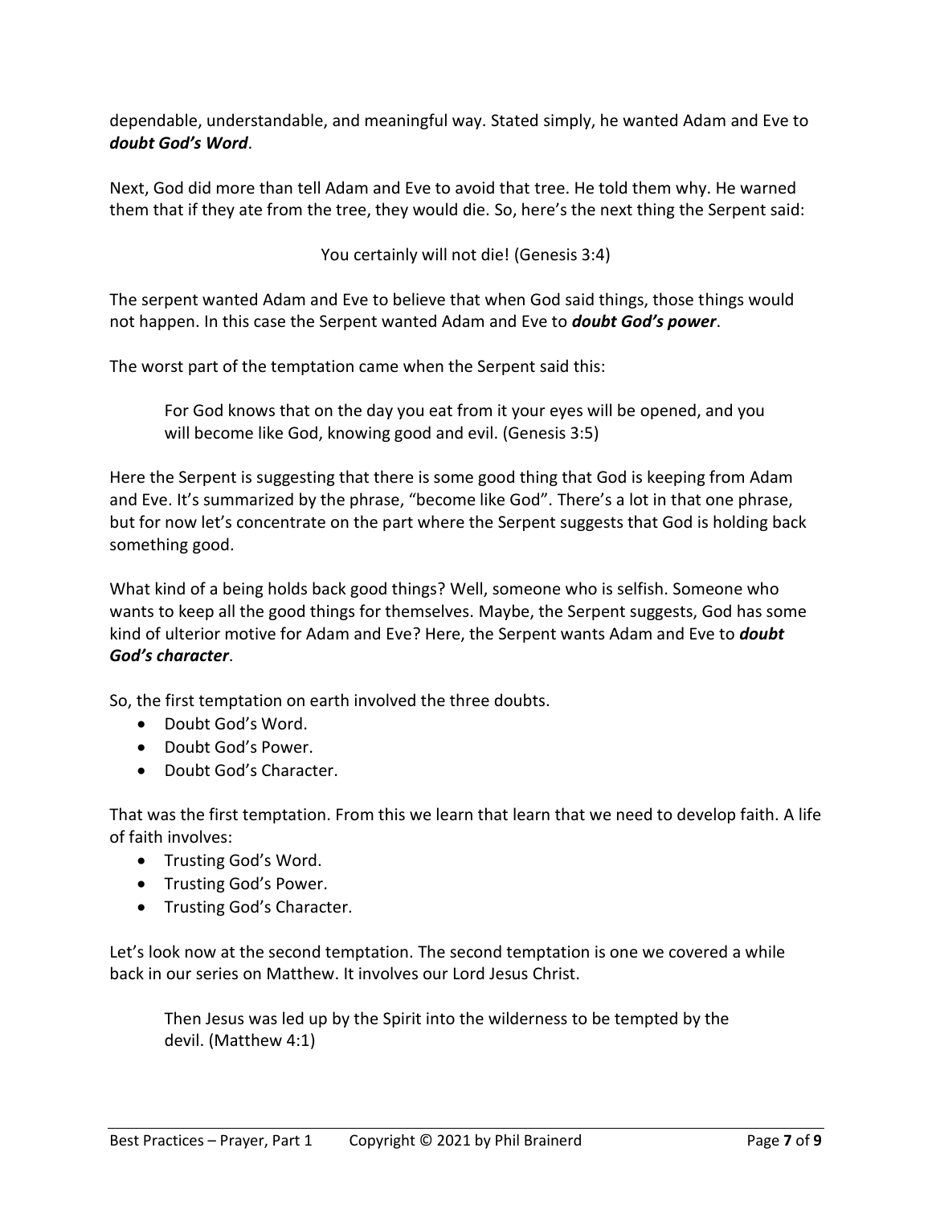dependable, understandable, and meaningful way. Stated simply, he wanted Adam and Eve to ***doubt God's Word***.

Next, God did more than tell Adam and Eve to avoid that tree. He told them why. He warned them that if they ate from the tree, they would die. So, here's the next thing the Serpent said:

You certainly will not die! (Genesis 3:4)

The serpent wanted Adam and Eve to believe that when God said things, those things would not happen. In this case the Serpent wanted Adam and Eve to ***doubt God's power***.

The worst part of the temptation came when the Serpent said this:

> For God knows that on the day you eat from it your eyes will be opened, and you will become like God, knowing good and evil. (Genesis 3:5)

Here the Serpent is suggesting that there is some good thing that God is keeping from Adam and Eve. It's summarized by the phrase, "become like God". There's a lot in that one phrase, but for now let's concentrate on the part where the Serpent suggests that God is holding back something good.

What kind of a being holds back good things? Well, someone who is selfish. Someone who wants to keep all the good things for themselves. Maybe, the Serpent suggests, God has some kind of ulterior motive for Adam and Eve? Here, the Serpent wants Adam and Eve to ***doubt God's character***.

So, the first temptation on earth involved the three doubts.

- Doubt God's Word.
- Doubt God's Power.
- Doubt God's Character.

That was the first temptation. From this we learn that learn that we need to develop faith. A life of faith involves:

- Trusting God's Word.
- Trusting God's Power.
- Trusting God's Character.

Let's look now at the second temptation. The second temptation is one we covered a while back in our series on Matthew. It involves our Lord Jesus Christ.

> Then Jesus was led up by the Spirit into the wilderness to be tempted by the devil. (Matthew 4:1)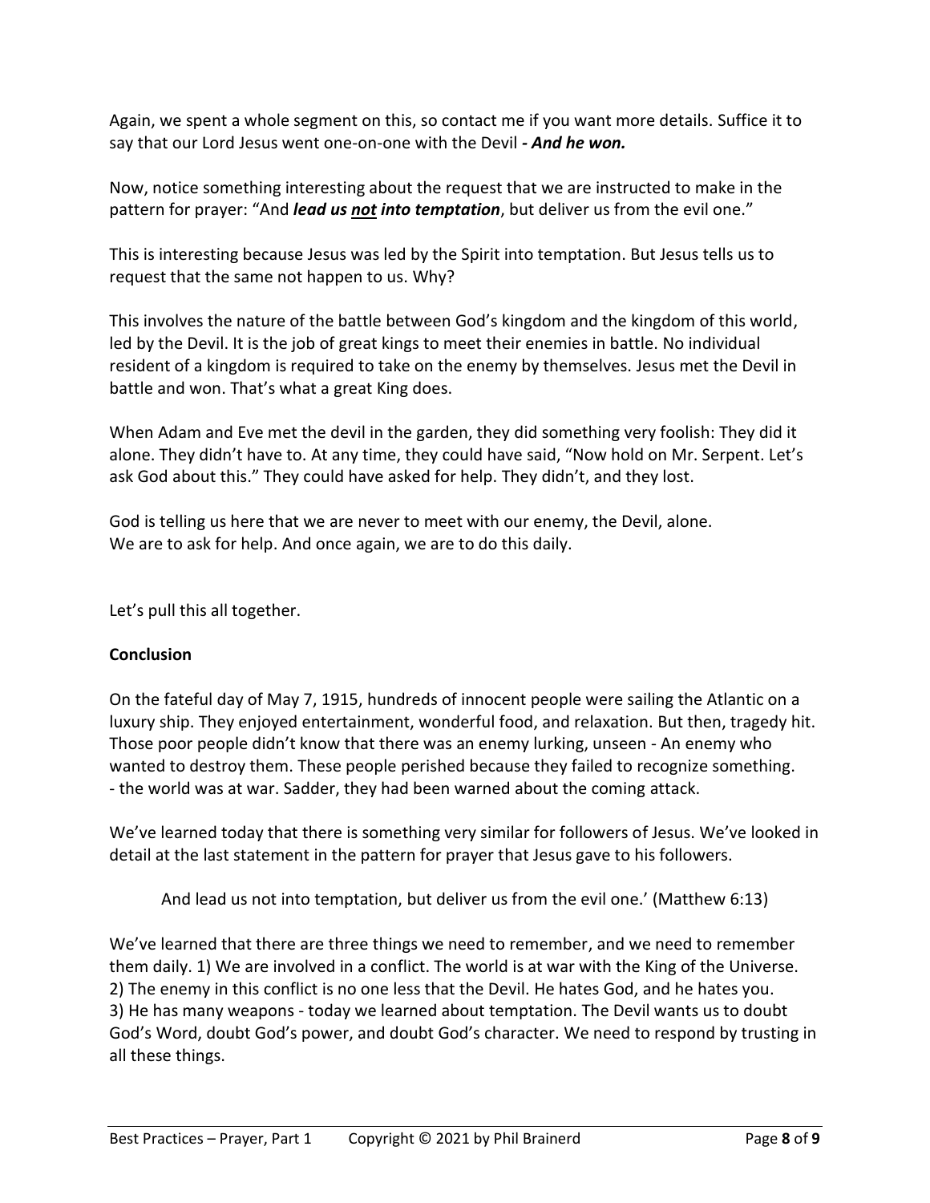Again, we spent a whole segment on this, so contact me if you want more details. Suffice it to say that our Lord Jesus went one-on-one with the Devil ***- And he won.***

Now, notice something interesting about the request that we are instructed to make in the pattern for prayer: "And ***lead us <u>not</u> into temptation***, but deliver us from the evil one."

This is interesting because Jesus was led by the Spirit into temptation. But Jesus tells us to request that the same not happen to us. Why?

This involves the nature of the battle between God's kingdom and the kingdom of this world, led by the Devil. It is the job of great kings to meet their enemies in battle. No individual resident of a kingdom is required to take on the enemy by themselves. Jesus met the Devil in battle and won. That's what a great King does.

When Adam and Eve met the devil in the garden, they did something very foolish: They did it alone. They didn't have to. At any time, they could have said, "Now hold on Mr. Serpent. Let's ask God about this." They could have asked for help. They didn't, and they lost.

God is telling us here that we are never to meet with our enemy, the Devil, alone.
We are to ask for help. And once again, we are to do this daily.

Let's pull this all together.

**Conclusion**

On the fateful day of May 7, 1915, hundreds of innocent people were sailing the Atlantic on a luxury ship. They enjoyed entertainment, wonderful food, and relaxation. But then, tragedy hit. Those poor people didn't know that there was an enemy lurking, unseen - An enemy who wanted to destroy them. These people perished because they failed to recognize something. - the world was at war. Sadder, they had been warned about the coming attack.

We've learned today that there is something very similar for followers of Jesus. We've looked in detail at the last statement in the pattern for prayer that Jesus gave to his followers.

> And lead us not into temptation, but deliver us from the evil one.' (Matthew 6:13)

We've learned that there are three things we need to remember, and we need to remember them daily. 1) We are involved in a conflict. The world is at war with the King of the Universe. 2) The enemy in this conflict is no one less that the Devil. He hates God, and he hates you. 3) He has many weapons - today we learned about temptation. The Devil wants us to doubt God's Word, doubt God's power, and doubt God's character. We need to respond by trusting in all these things.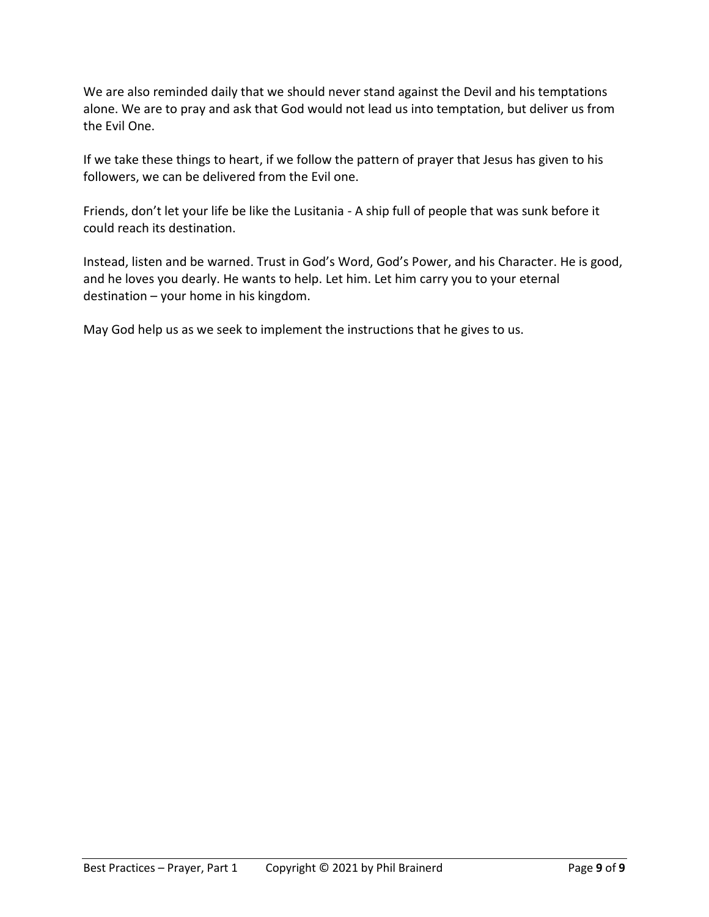We are also reminded daily that we should never stand against the Devil and his temptations alone. We are to pray and ask that God would not lead us into temptation, but deliver us from the Evil One.

If we take these things to heart, if we follow the pattern of prayer that Jesus has given to his followers, we can be delivered from the Evil one.

Friends, don't let your life be like the Lusitania - A ship full of people that was sunk before it could reach its destination.

Instead, listen and be warned. Trust in God's Word, God's Power, and his Character. He is good, and he loves you dearly. He wants to help. Let him. Let him carry you to your eternal destination – your home in his kingdom.

May God help us as we seek to implement the instructions that he gives to us.